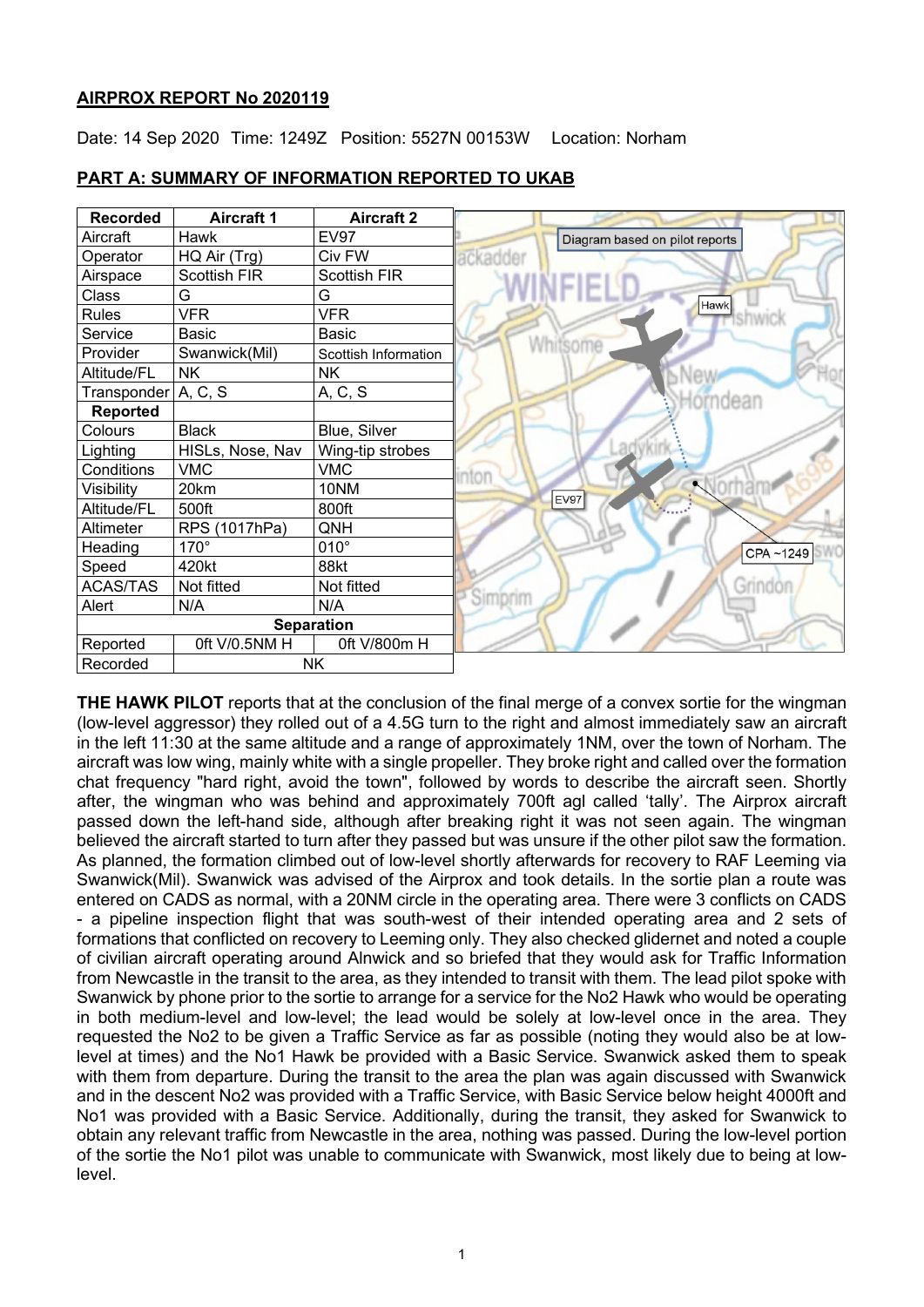**AIRPROX REPORT No 2020119**

Date: 14 Sep 2020 Time: 1249Z Position: 5527N 00153W Location: Norham

**PART A: SUMMARY OF INFORMATION REPORTED TO UKAB**

| Recorded | Aircraft 1 | Aircraft 2 |
|---|---|---|
| Aircraft | Hawk | EV97 |
| Operator | HQ Air (Trg) | Civ FW |
| Airspace | Scottish FIR | Scottish FIR |
| Class | G | G |
| Rules | VFR | VFR |
| Service | Basic | Basic |
| Provider | Swanwick(Mil) | Scottish Information |
| Altitude/FL | NK | NK |
| Transponder | A, C, S | A, C, S |
| **Reported** | | |
| Colours | Black | Blue, Silver |
| Lighting | HISLs, Nose, Nav | Wing-tip strobes |
| Conditions | VMC | VMC |
| Visibility | 20km | 10NM |
| Altitude/FL | 500ft | 800ft |
| Altimeter | RPS (1017hPa) | QNH |
| Heading | 170° | 010° |
| Speed | 420kt | 88kt |
| ACAS/TAS | Not fitted | Not fitted |
| Alert | N/A | N/A |
| **Separation** | | |
| Reported | 0ft V/0.5NM H | 0ft V/800m H |
| Recorded | NK | |

**THE HAWK PILOT** reports that at the conclusion of the final merge of a convex sortie for the wingman (low-level aggressor) they rolled out of a 4.5G turn to the right and almost immediately saw an aircraft in the left 11:30 at the same altitude and a range of approximately 1NM, over the town of Norham. The aircraft was low wing, mainly white with a single propeller. They broke right and called over the formation chat frequency "hard right, avoid the town", followed by words to describe the aircraft seen. Shortly after, the wingman who was behind and approximately 700ft agl called 'tally'. The Airprox aircraft passed down the left-hand side, although after breaking right it was not seen again. The wingman believed the aircraft started to turn after they passed but was unsure if the other pilot saw the formation. As planned, the formation climbed out of low-level shortly afterwards for recovery to RAF Leeming via Swanwick(Mil). Swanwick was advised of the Airprox and took details. In the sortie plan a route was entered on CADS as normal, with a 20NM circle in the operating area. There were 3 conflicts on CADS - a pipeline inspection flight that was south-west of their intended operating area and 2 sets of formations that conflicted on recovery to Leeming only. They also checked glidernet and noted a couple of civilian aircraft operating around Alnwick and so briefed that they would ask for Traffic Information from Newcastle in the transit to the area, as they intended to transit with them. The lead pilot spoke with Swanwick by phone prior to the sortie to arrange for a service for the No2 Hawk who would be operating in both medium-level and low-level; the lead would be solely at low-level once in the area. They requested the No2 to be given a Traffic Service as far as possible (noting they would also be at low-level at times) and the No1 Hawk be provided with a Basic Service. Swanwick asked them to speak with them from departure. During the transit to the area the plan was again discussed with Swanwick and in the descent No2 was provided with a Traffic Service, with Basic Service below height 4000ft and No1 was provided with a Basic Service. Additionally, during the transit, they asked for Swanwick to obtain any relevant traffic from Newcastle in the area, nothing was passed. During the low-level portion of the sortie the No1 pilot was unable to communicate with Swanwick, most likely due to being at low-level.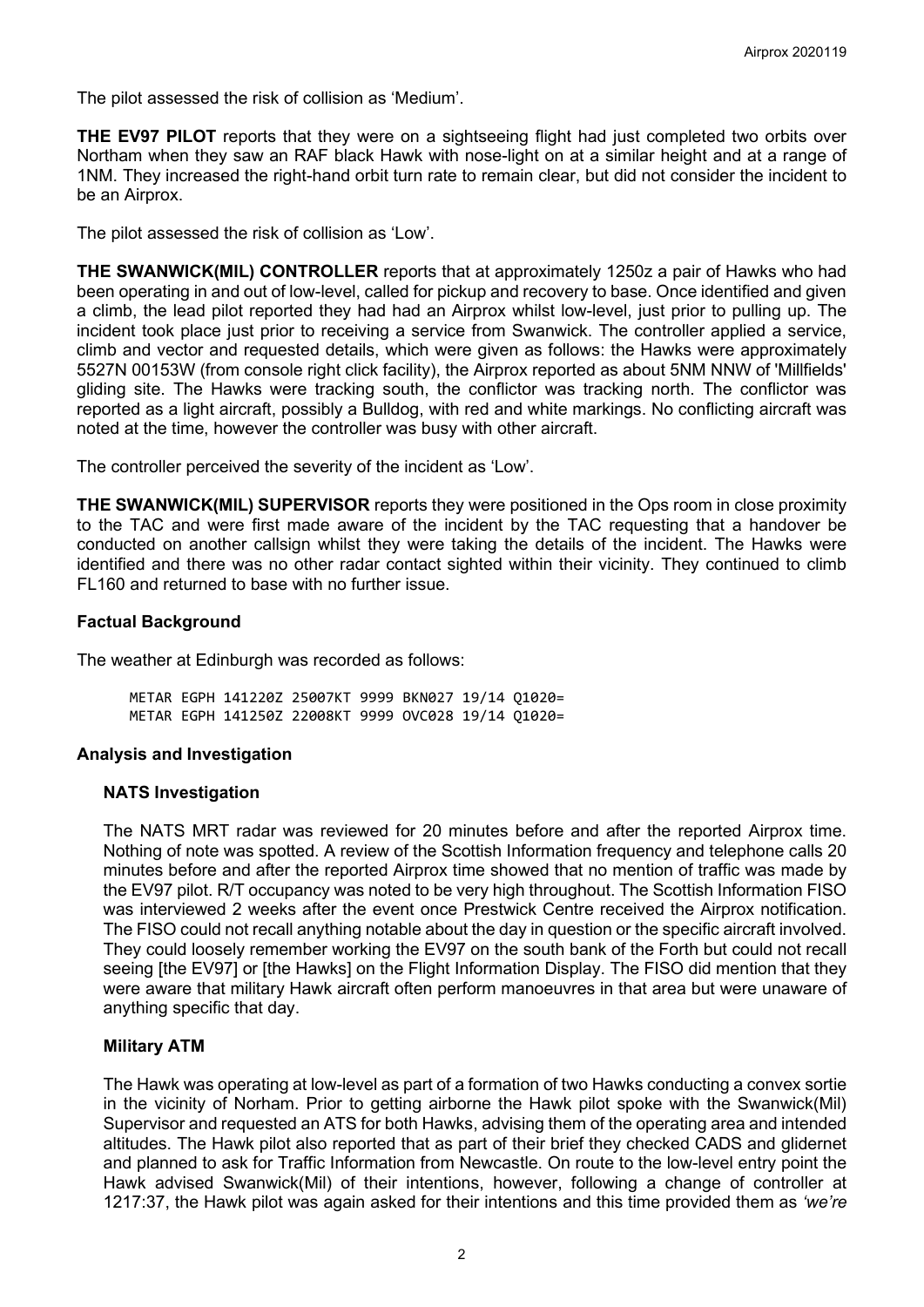The pilot assessed the risk of collision as 'Medium'.

**THE EV97 PILOT** reports that they were on a sightseeing flight had just completed two orbits over Northam when they saw an RAF black Hawk with nose-light on at a similar height and at a range of 1NM. They increased the right-hand orbit turn rate to remain clear, but did not consider the incident to be an Airprox.

The pilot assessed the risk of collision as 'Low'.

**THE SWANWICK(MIL) CONTROLLER** reports that at approximately 1250z a pair of Hawks who had been operating in and out of low-level, called for pickup and recovery to base. Once identified and given a climb, the lead pilot reported they had had an Airprox whilst low-level, just prior to pulling up. The incident took place just prior to receiving a service from Swanwick. The controller applied a service, climb and vector and requested details, which were given as follows: the Hawks were approximately 5527N 00153W (from console right click facility), the Airprox reported as about 5NM NNW of 'Millfields' gliding site. The Hawks were tracking south, the conflictor was tracking north. The conflictor was reported as a light aircraft, possibly a Bulldog, with red and white markings. No conflicting aircraft was noted at the time, however the controller was busy with other aircraft.

The controller perceived the severity of the incident as 'Low'.

**THE SWANWICK(MIL) SUPERVISOR** reports they were positioned in the Ops room in close proximity to the TAC and were first made aware of the incident by the TAC requesting that a handover be conducted on another callsign whilst they were taking the details of the incident. The Hawks were identified and there was no other radar contact sighted within their vicinity. They continued to climb FL160 and returned to base with no further issue.

## Factual Background

The weather at Edinburgh was recorded as follows:

```
METAR EGPH 141220Z 25007KT 9999 BKN027 19/14 Q1020=
METAR EGPH 141250Z 22008KT 9999 OVC028 19/14 Q1020=
```

## Analysis and Investigation

### NATS Investigation

The NATS MRT radar was reviewed for 20 minutes before and after the reported Airprox time. Nothing of note was spotted. A review of the Scottish Information frequency and telephone calls 20 minutes before and after the reported Airprox time showed that no mention of traffic was made by the EV97 pilot. R/T occupancy was noted to be very high throughout. The Scottish Information FISO was interviewed 2 weeks after the event once Prestwick Centre received the Airprox notification. The FISO could not recall anything notable about the day in question or the specific aircraft involved. They could loosely remember working the EV97 on the south bank of the Forth but could not recall seeing [the EV97] or [the Hawks] on the Flight Information Display. The FISO did mention that they were aware that military Hawk aircraft often perform manoeuvres in that area but were unaware of anything specific that day.

### Military ATM

The Hawk was operating at low-level as part of a formation of two Hawks conducting a convex sortie in the vicinity of Norham. Prior to getting airborne the Hawk pilot spoke with the Swanwick(Mil) Supervisor and requested an ATS for both Hawks, advising them of the operating area and intended altitudes. The Hawk pilot also reported that as part of their brief they checked CADS and glidernet and planned to ask for Traffic Information from Newcastle. On route to the low-level entry point the Hawk advised Swanwick(Mil) of their intentions, however, following a change of controller at 1217:37, the Hawk pilot was again asked for their intentions and this time provided them as *'we're*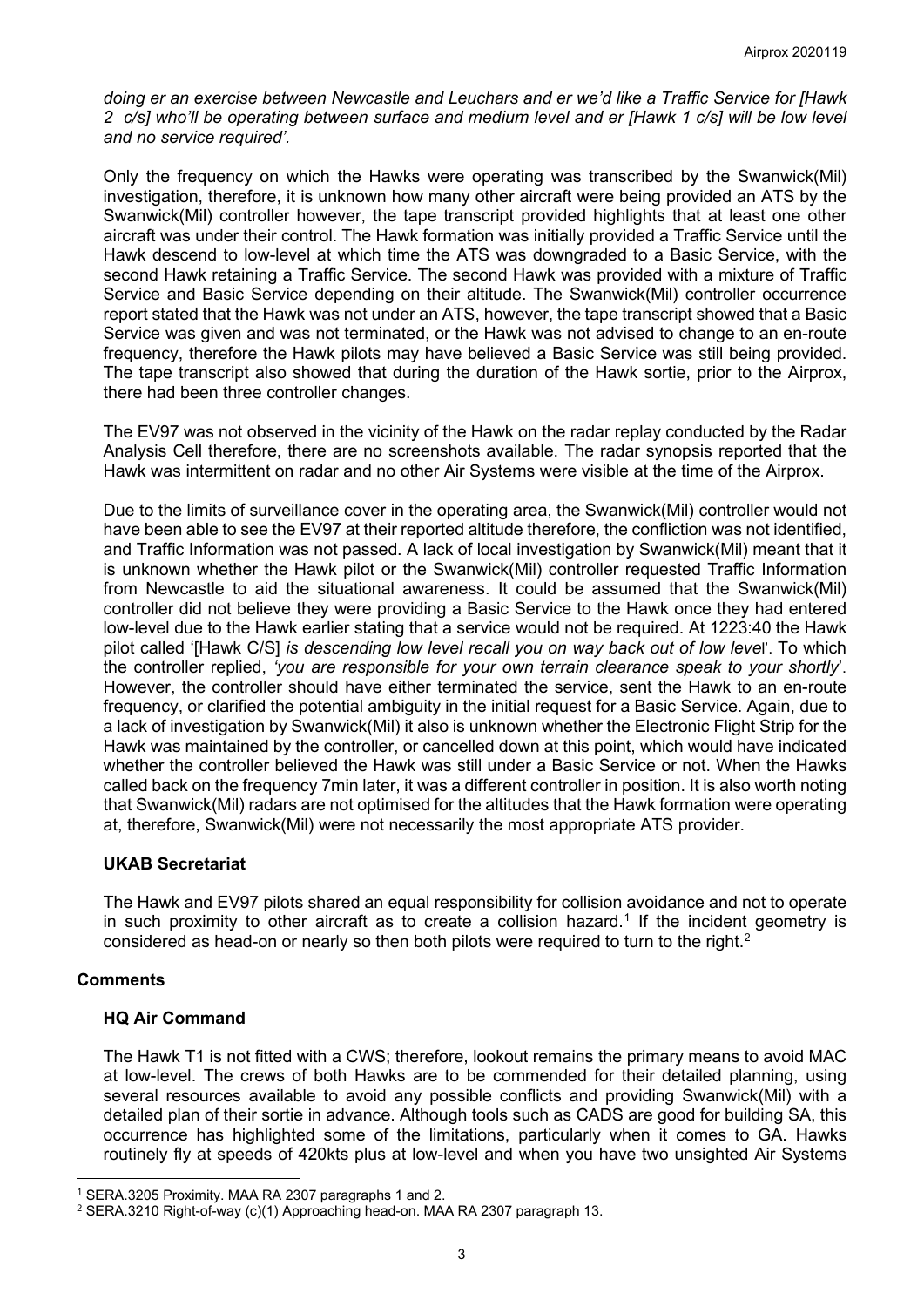*doing er an exercise between Newcastle and Leuchars and er we'd like a Traffic Service for [Hawk 2 c/s] who'll be operating between surface and medium level and er [Hawk 1 c/s] will be low level and no service required'.*

Only the frequency on which the Hawks were operating was transcribed by the Swanwick(Mil) investigation, therefore, it is unknown how many other aircraft were being provided an ATS by the Swanwick(Mil) controller however, the tape transcript provided highlights that at least one other aircraft was under their control. The Hawk formation was initially provided a Traffic Service until the Hawk descend to low-level at which time the ATS was downgraded to a Basic Service, with the second Hawk retaining a Traffic Service. The second Hawk was provided with a mixture of Traffic Service and Basic Service depending on their altitude. The Swanwick(Mil) controller occurrence report stated that the Hawk was not under an ATS, however, the tape transcript showed that a Basic Service was given and was not terminated, or the Hawk was not advised to change to an en-route frequency, therefore the Hawk pilots may have believed a Basic Service was still being provided. The tape transcript also showed that during the duration of the Hawk sortie, prior to the Airprox, there had been three controller changes.

The EV97 was not observed in the vicinity of the Hawk on the radar replay conducted by the Radar Analysis Cell therefore, there are no screenshots available. The radar synopsis reported that the Hawk was intermittent on radar and no other Air Systems were visible at the time of the Airprox.

Due to the limits of surveillance cover in the operating area, the Swanwick(Mil) controller would not have been able to see the EV97 at their reported altitude therefore, the confliction was not identified, and Traffic Information was not passed. A lack of local investigation by Swanwick(Mil) meant that it is unknown whether the Hawk pilot or the Swanwick(Mil) controller requested Traffic Information from Newcastle to aid the situational awareness. It could be assumed that the Swanwick(Mil) controller did not believe they were providing a Basic Service to the Hawk once they had entered low-level due to the Hawk earlier stating that a service would not be required. At 1223:40 the Hawk pilot called '[Hawk C/S] *is descending low level recall you on way back out of low level*'. To which the controller replied, *'you are responsible for your own terrain clearance speak to your shortly*'. However, the controller should have either terminated the service, sent the Hawk to an en-route frequency, or clarified the potential ambiguity in the initial request for a Basic Service. Again, due to a lack of investigation by Swanwick(Mil) it also is unknown whether the Electronic Flight Strip for the Hawk was maintained by the controller, or cancelled down at this point, which would have indicated whether the controller believed the Hawk was still under a Basic Service or not. When the Hawks called back on the frequency 7min later, it was a different controller in position. It is also worth noting that Swanwick(Mil) radars are not optimised for the altitudes that the Hawk formation were operating at, therefore, Swanwick(Mil) were not necessarily the most appropriate ATS provider.

### UKAB Secretariat

The Hawk and EV97 pilots shared an equal responsibility for collision avoidance and not to operate in such proximity to other aircraft as to create a collision hazard.[1] If the incident geometry is considered as head-on or nearly so then both pilots were required to turn to the right.[2]

## Comments

### HQ Air Command

The Hawk T1 is not fitted with a CWS; therefore, lookout remains the primary means to avoid MAC at low-level. The crews of both Hawks are to be commended for their detailed planning, using several resources available to avoid any possible conflicts and providing Swanwick(Mil) with a detailed plan of their sortie in advance. Although tools such as CADS are good for building SA, this occurrence has highlighted some of the limitations, particularly when it comes to GA. Hawks routinely fly at speeds of 420kts plus at low-level and when you have two unsighted Air Systems

---

[1] SERA.3205 Proximity. MAA RA 2307 paragraphs 1 and 2.

[2] SERA.3210 Right-of-way (c)(1) Approaching head-on. MAA RA 2307 paragraph 13.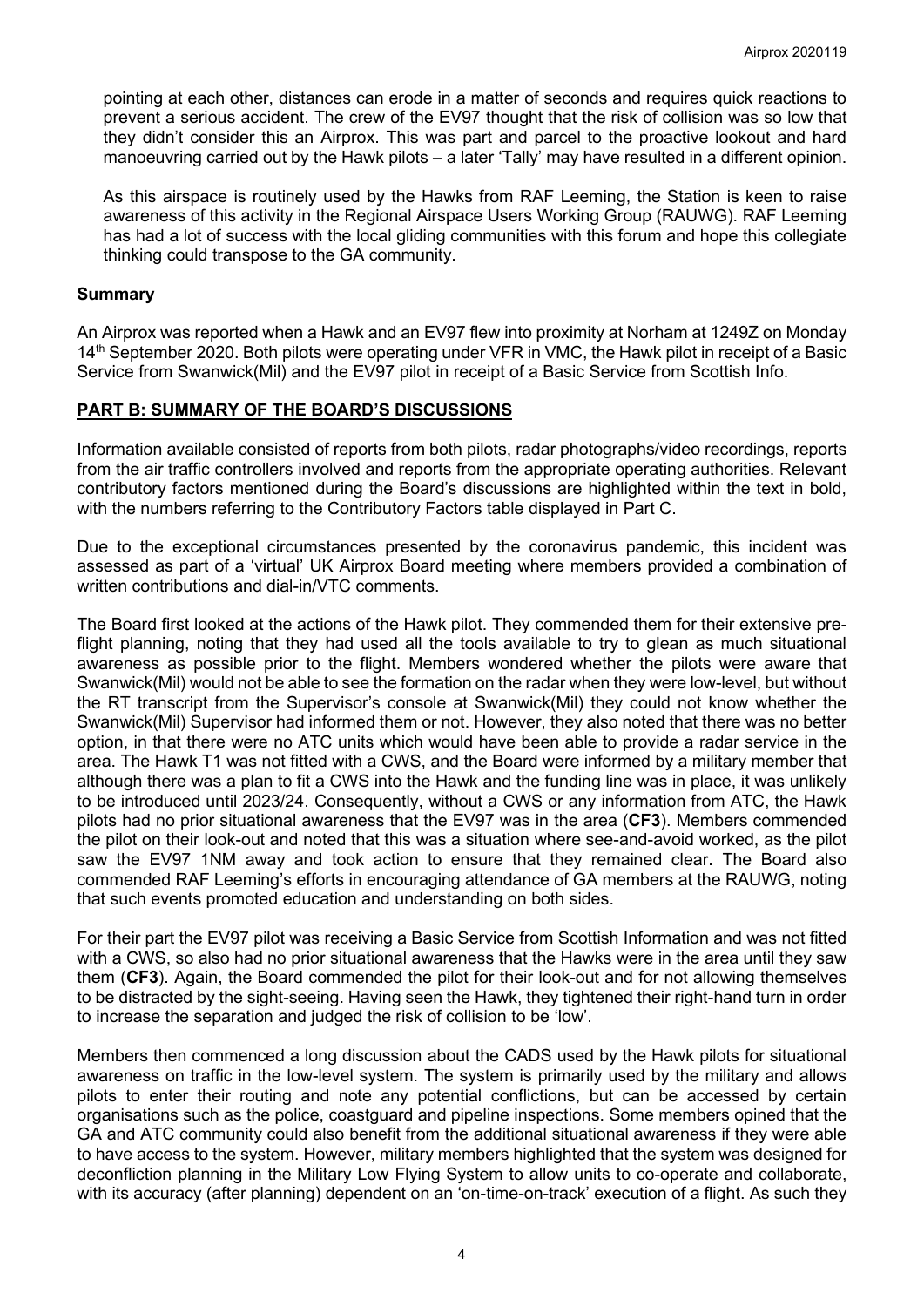pointing at each other, distances can erode in a matter of seconds and requires quick reactions to prevent a serious accident. The crew of the EV97 thought that the risk of collision was so low that they didn't consider this an Airprox. This was part and parcel to the proactive lookout and hard manoeuvring carried out by the Hawk pilots – a later 'Tally' may have resulted in a different opinion.

As this airspace is routinely used by the Hawks from RAF Leeming, the Station is keen to raise awareness of this activity in the Regional Airspace Users Working Group (RAUWG). RAF Leeming has had a lot of success with the local gliding communities with this forum and hope this collegiate thinking could transpose to the GA community.

## Summary

An Airprox was reported when a Hawk and an EV97 flew into proximity at Norham at 1249Z on Monday 14th September 2020. Both pilots were operating under VFR in VMC, the Hawk pilot in receipt of a Basic Service from Swanwick(Mil) and the EV97 pilot in receipt of a Basic Service from Scottish Info.

## PART B: SUMMARY OF THE BOARD'S DISCUSSIONS

Information available consisted of reports from both pilots, radar photographs/video recordings, reports from the air traffic controllers involved and reports from the appropriate operating authorities. Relevant contributory factors mentioned during the Board's discussions are highlighted within the text in bold, with the numbers referring to the Contributory Factors table displayed in Part C.

Due to the exceptional circumstances presented by the coronavirus pandemic, this incident was assessed as part of a 'virtual' UK Airprox Board meeting where members provided a combination of written contributions and dial-in/VTC comments.

The Board first looked at the actions of the Hawk pilot. They commended them for their extensive pre-flight planning, noting that they had used all the tools available to try to glean as much situational awareness as possible prior to the flight. Members wondered whether the pilots were aware that Swanwick(Mil) would not be able to see the formation on the radar when they were low-level, but without the RT transcript from the Supervisor's console at Swanwick(Mil) they could not know whether the Swanwick(Mil) Supervisor had informed them or not. However, they also noted that there was no better option, in that there were no ATC units which would have been able to provide a radar service in the area. The Hawk T1 was not fitted with a CWS, and the Board were informed by a military member that although there was a plan to fit a CWS into the Hawk and the funding line was in place, it was unlikely to be introduced until 2023/24. Consequently, without a CWS or any information from ATC, the Hawk pilots had no prior situational awareness that the EV97 was in the area (**CF3**). Members commended the pilot on their look-out and noted that this was a situation where see-and-avoid worked, as the pilot saw the EV97 1NM away and took action to ensure that they remained clear. The Board also commended RAF Leeming's efforts in encouraging attendance of GA members at the RAUWG, noting that such events promoted education and understanding on both sides.

For their part the EV97 pilot was receiving a Basic Service from Scottish Information and was not fitted with a CWS, so also had no prior situational awareness that the Hawks were in the area until they saw them (**CF3**). Again, the Board commended the pilot for their look-out and for not allowing themselves to be distracted by the sight-seeing. Having seen the Hawk, they tightened their right-hand turn in order to increase the separation and judged the risk of collision to be 'low'.

Members then commenced a long discussion about the CADS used by the Hawk pilots for situational awareness on traffic in the low-level system. The system is primarily used by the military and allows pilots to enter their routing and note any potential conflictions, but can be accessed by certain organisations such as the police, coastguard and pipeline inspections. Some members opined that the GA and ATC community could also benefit from the additional situational awareness if they were able to have access to the system. However, military members highlighted that the system was designed for deconfliction planning in the Military Low Flying System to allow units to co-operate and collaborate, with its accuracy (after planning) dependent on an 'on-time-on-track' execution of a flight. As such they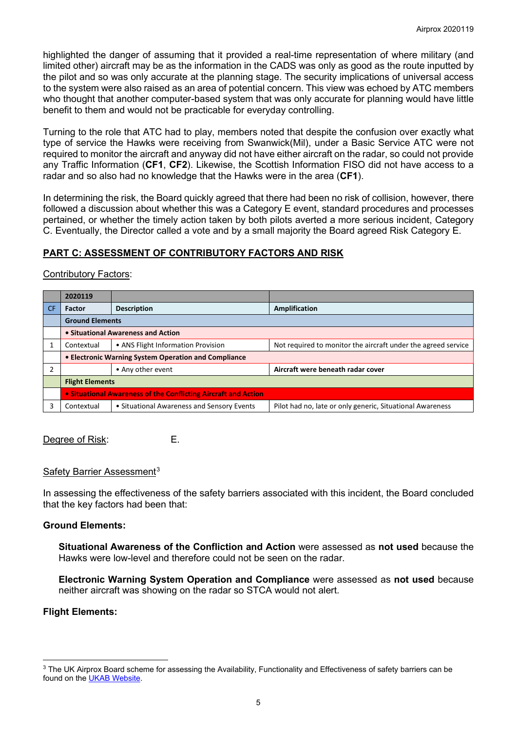highlighted the danger of assuming that it provided a real-time representation of where military (and limited other) aircraft may be as the information in the CADS was only as good as the route inputted by the pilot and so was only accurate at the planning stage. The security implications of universal access to the system were also raised as an area of potential concern. This view was echoed by ATC members who thought that another computer-based system that was only accurate for planning would have little benefit to them and would not be practicable for everyday controlling.

Turning to the role that ATC had to play, members noted that despite the confusion over exactly what type of service the Hawks were receiving from Swanwick(Mil), under a Basic Service ATC were not required to monitor the aircraft and anyway did not have either aircraft on the radar, so could not provide any Traffic Information (**CF1**, **CF2**). Likewise, the Scottish Information FISO did not have access to a radar and so also had no knowledge that the Hawks were in the area (**CF1**).

In determining the risk, the Board quickly agreed that there had been no risk of collision, however, there followed a discussion about whether this was a Category E event, standard procedures and processes pertained, or whether the timely action taken by both pilots averted a more serious incident, Category C. Eventually, the Director called a vote and by a small majority the Board agreed Risk Category E.

## PART C: ASSESSMENT OF CONTRIBUTORY FACTORS AND RISK

Contributory Factors:

| | 2020119 | | |
|---|---|---|---|
| CF | Factor | Description | Amplification |
| | **Ground Elements** | | |
| | **• Situational Awareness and Action** | | |
| 1 | Contextual | • ANS Flight Information Provision | Not required to monitor the aircraft under the agreed service |
| | **• Electronic Warning System Operation and Compliance** | | |
| 2 | | • Any other event | **Aircraft were beneath radar cover** |
| | **Flight Elements** | | |
| | **• Situational Awareness of the Conflicting Aircraft and Action** | | |
| 3 | Contextual | • Situational Awareness and Sensory Events | Pilot had no, late or only generic, Situational Awareness |

Degree of Risk: E.

Safety Barrier Assessment[3]

In assessing the effectiveness of the safety barriers associated with this incident, the Board concluded that the key factors had been that:

**Ground Elements:**

**Situational Awareness of the Confliction and Action** were assessed as **not used** because the Hawks were low-level and therefore could not be seen on the radar.

**Electronic Warning System Operation and Compliance** were assessed as **not used** because neither aircraft was showing on the radar so STCA would not alert.

**Flight Elements:**

[3] The UK Airprox Board scheme for assessing the Availability, Functionality and Effectiveness of safety barriers can be found on the UKAB Website.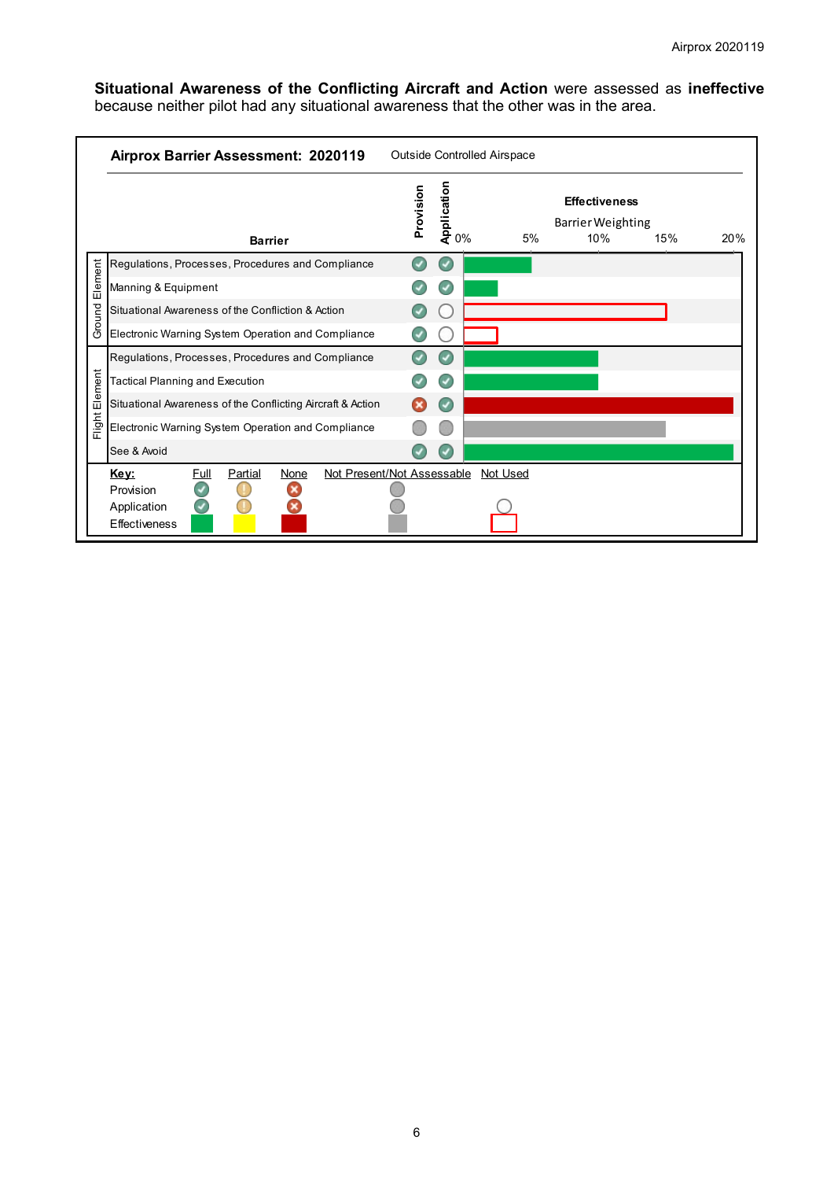**Situational Awareness of the Conflicting Aircraft and Action** were assessed as **ineffective** because neither pilot had any situational awareness that the other was in the area.

**Airprox Barrier Assessment: 2020119**

Outside Controlled Airspace

Barrier

Provision

Application

Effectiveness

Barrier Weighting

0%

5%

10%

15%

20%

Ground Element

Regulations, Processes, Procedures and Compliance

Manning & Equipment

Situational Awareness of the Confliction & Action

Electronic Warning System Operation and Compliance

Flight Element

Regulations, Processes, Procedures and Compliance

Tactical Planning and Execution

Situational Awareness of the Conflicting Aircraft & Action

Electronic Warning System Operation and Compliance

See & Avoid

**Key:**

Full

Partial

None

Not Present/Not Assessable

Not Used

Provision

Application

Effectiveness